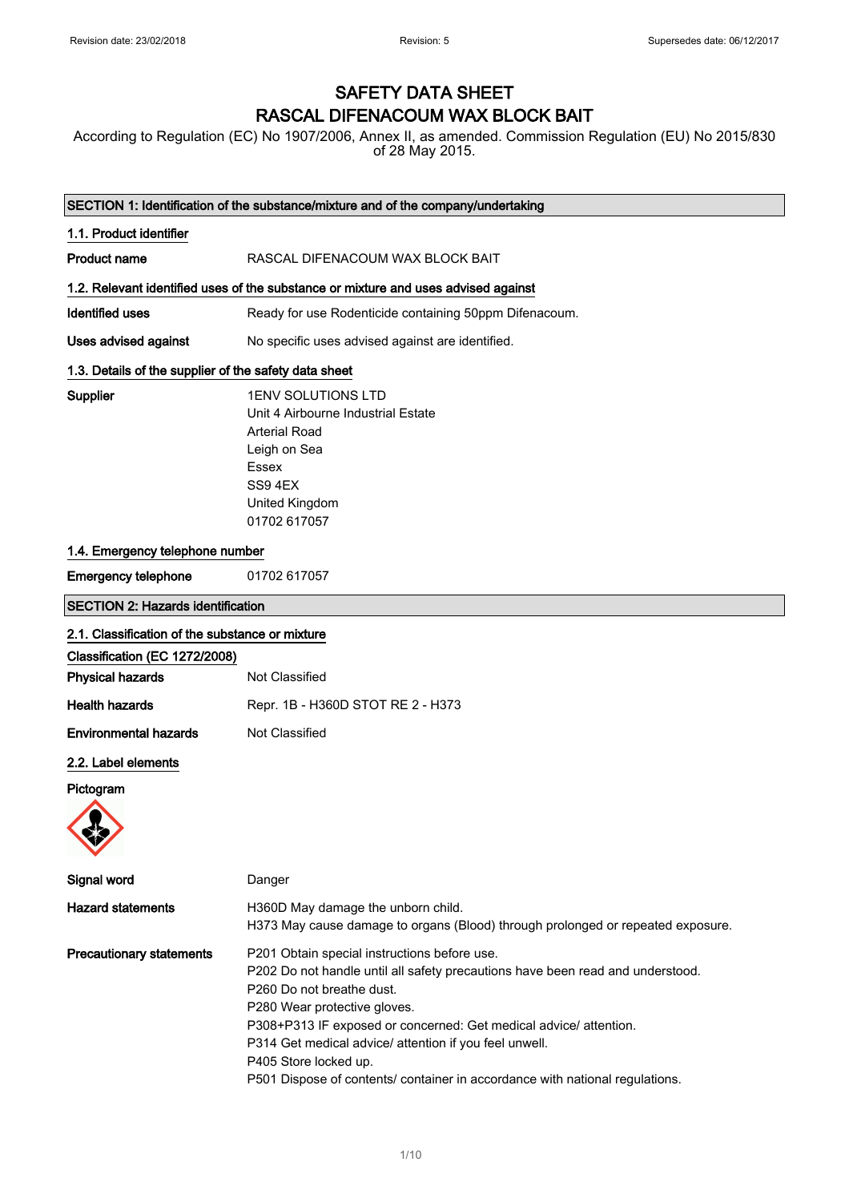# SAFETY DATA SHEET
# RASCAL DIFENACOUM WAX BLOCK BAIT

According to Regulation (EC) No 1907/2006, Annex II, as amended. Commission Regulation (EU) No 2015/830 of 28 May 2015.

## SECTION 1: Identification of the substance/mixture and of the company/undertaking

### 1.1. Product identifier

**Product name** RASCAL DIFENACOUM WAX BLOCK BAIT

### 1.2. Relevant identified uses of the substance or mixture and uses advised against

**Identified uses** Ready for use Rodenticide containing 50ppm Difenacoum.

**Uses advised against** No specific uses advised against are identified.

### 1.3. Details of the supplier of the safety data sheet

**Supplier**
1ENV SOLUTIONS LTD
Unit 4 Airbourne Industrial Estate
Arterial Road
Leigh on Sea
Essex
SS9 4EX
United Kingdom
01702 617057

### 1.4. Emergency telephone number

**Emergency telephone** 01702 617057

## SECTION 2: Hazards identification

### 2.1. Classification of the substance or mixture

**Classification (EC 1272/2008)**

**Physical hazards** Not Classified

**Health hazards** Repr. 1B - H360D STOT RE 2 - H373

**Environmental hazards** Not Classified

### 2.2. Label elements

**Pictogram**

**Signal word** Danger

**Hazard statements**
H360D May damage the unborn child.
H373 May cause damage to organs (Blood) through prolonged or repeated exposure.

**Precautionary statements**
P201 Obtain special instructions before use.
P202 Do not handle until all safety precautions have been read and understood.
P260 Do not breathe dust.
P280 Wear protective gloves.
P308+P313 IF exposed or concerned: Get medical advice/ attention.
P314 Get medical advice/ attention if you feel unwell.
P405 Store locked up.
P501 Dispose of contents/ container in accordance with national regulations.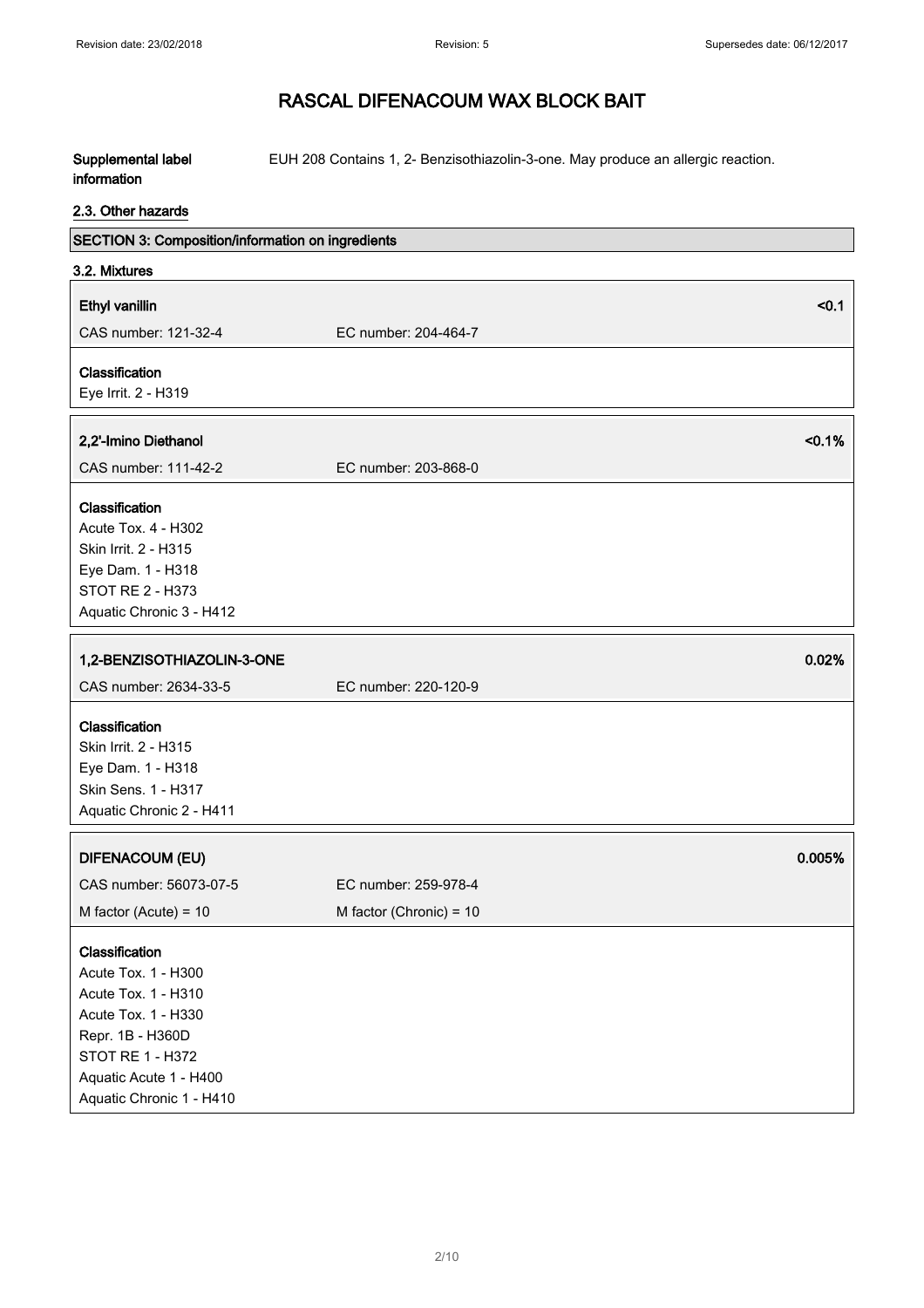# RASCAL DIFENACOUM WAX BLOCK BAIT

**Supplemental label information**

EUH 208 Contains 1, 2- Benzisothiazolin-3-one. May produce an allergic reaction.

**2.3. Other hazards**

## SECTION 3: Composition/information on ingredients

**3.2. Mixtures**

**Ethyl vanillin** <0.1

CAS number: 121-32-4 EC number: 204-464-7

**Classification**
Eye Irrit. 2 - H319

**2,2'-Imino Diethanol** <0.1%

CAS number: 111-42-2 EC number: 203-868-0

**Classification**
Acute Tox. 4 - H302
Skin Irrit. 2 - H315
Eye Dam. 1 - H318
STOT RE 2 - H373
Aquatic Chronic 3 - H412

**1,2-BENZISOTHIAZOLIN-3-ONE** 0.02%

CAS number: 2634-33-5 EC number: 220-120-9

**Classification**
Skin Irrit. 2 - H315
Eye Dam. 1 - H318
Skin Sens. 1 - H317
Aquatic Chronic 2 - H411

**DIFENACOUM (EU)** 0.005%

CAS number: 56073-07-5 EC number: 259-978-4

M factor (Acute) = 10 M factor (Chronic) = 10

**Classification**
Acute Tox. 1 - H300
Acute Tox. 1 - H310
Acute Tox. 1 - H330
Repr. 1B - H360D
STOT RE 1 - H372
Aquatic Acute 1 - H400
Aquatic Chronic 1 - H410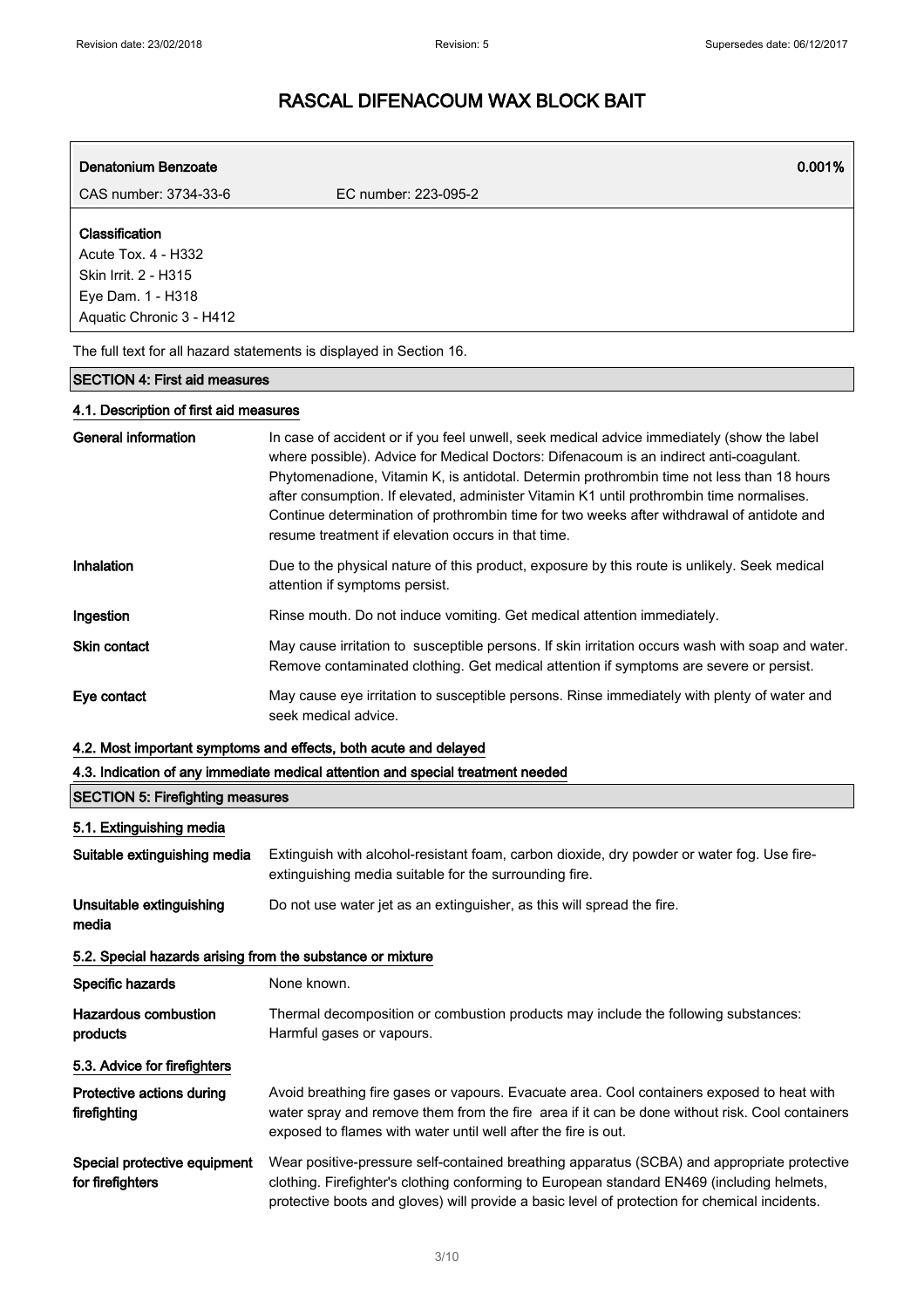# RASCAL DIFENACOUM WAX BLOCK BAIT

| **Denatonium Benzoate** | | **0.001%** |
|---|---|---|
| CAS number: 3734-33-6 | EC number: 223-095-2 | |

**Classification**
Acute Tox. 4 - H332
Skin Irrit. 2 - H315
Eye Dam. 1 - H318
Aquatic Chronic 3 - H412

The full text for all hazard statements is displayed in Section 16.

## SECTION 4: First aid measures

### 4.1. Description of first aid measures

**General information**
In case of accident or if you feel unwell, seek medical advice immediately (show the label where possible). Advice for Medical Doctors: Difenacoum is an indirect anti-coagulant. Phytomenadione, Vitamin K, is antidotal. Determin prothrombin time not less than 18 hours after consumption. If elevated, administer Vitamin K1 until prothrombin time normalises. Continue determination of prothrombin time for two weeks after withdrawal of antidote and resume treatment if elevation occurs in that time.

**Inhalation**
Due to the physical nature of this product, exposure by this route is unlikely. Seek medical attention if symptoms persist.

**Ingestion**
Rinse mouth. Do not induce vomiting. Get medical attention immediately.

**Skin contact**
May cause irritation to susceptible persons. If skin irritation occurs wash with soap and water. Remove contaminated clothing. Get medical attention if symptoms are severe or persist.

**Eye contact**
May cause eye irritation to susceptible persons. Rinse immediately with plenty of water and seek medical advice.

### 4.2. Most important symptoms and effects, both acute and delayed

### 4.3. Indication of any immediate medical attention and special treatment needed

## SECTION 5: Firefighting measures

### 5.1. Extinguishing media

**Suitable extinguishing media**
Extinguish with alcohol-resistant foam, carbon dioxide, dry powder or water fog. Use fire-extinguishing media suitable for the surrounding fire.

**Unsuitable extinguishing media**
Do not use water jet as an extinguisher, as this will spread the fire.

### 5.2. Special hazards arising from the substance or mixture

**Specific hazards**
None known.

**Hazardous combustion products**
Thermal decomposition or combustion products may include the following substances: Harmful gases or vapours.

### 5.3. Advice for firefighters

**Protective actions during firefighting**
Avoid breathing fire gases or vapours. Evacuate area. Cool containers exposed to heat with water spray and remove them from the fire area if it can be done without risk. Cool containers exposed to flames with water until well after the fire is out.

**Special protective equipment for firefighters**
Wear positive-pressure self-contained breathing apparatus (SCBA) and appropriate protective clothing. Firefighter's clothing conforming to European standard EN469 (including helmets, protective boots and gloves) will provide a basic level of protection for chemical incidents.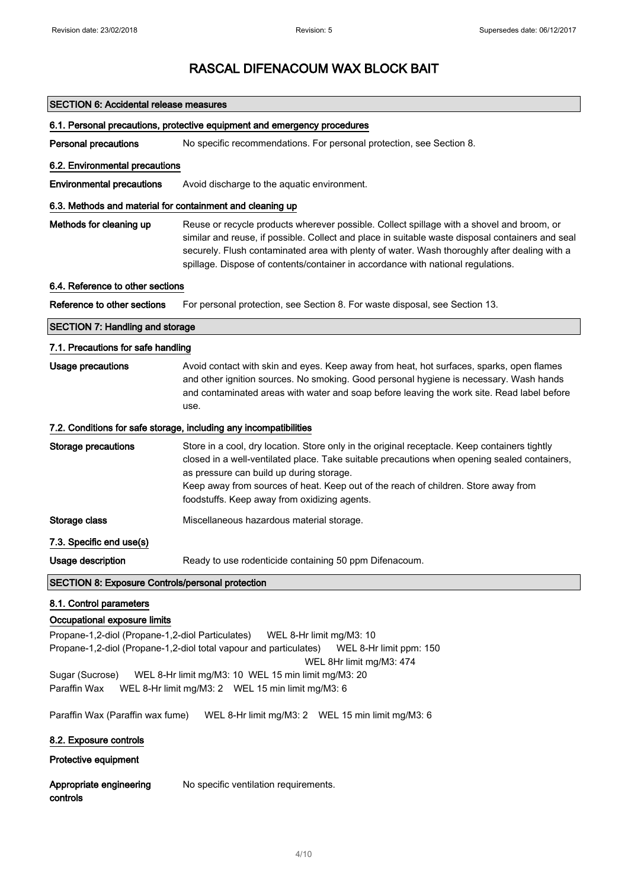# RASCAL DIFENACOUM WAX BLOCK BAIT

## SECTION 6: Accidental release measures

### 6.1. Personal precautions, protective equipment and emergency procedures

**Personal precautions** No specific recommendations. For personal protection, see Section 8.

### 6.2. Environmental precautions

**Environmental precautions** Avoid discharge to the aquatic environment.

### 6.3. Methods and material for containment and cleaning up

**Methods for cleaning up** Reuse or recycle products wherever possible. Collect spillage with a shovel and broom, or similar and reuse, if possible. Collect and place in suitable waste disposal containers and seal securely. Flush contaminated area with plenty of water. Wash thoroughly after dealing with a spillage. Dispose of contents/container in accordance with national regulations.

### 6.4. Reference to other sections

**Reference to other sections** For personal protection, see Section 8. For waste disposal, see Section 13.

## SECTION 7: Handling and storage

### 7.1. Precautions for safe handling

**Usage precautions** Avoid contact with skin and eyes. Keep away from heat, hot surfaces, sparks, open flames and other ignition sources. No smoking. Good personal hygiene is necessary. Wash hands and contaminated areas with water and soap before leaving the work site. Read label before use.

### 7.2. Conditions for safe storage, including any incompatibilities

**Storage precautions** Store in a cool, dry location. Store only in the original receptacle. Keep containers tightly closed in a well-ventilated place. Take suitable precautions when opening sealed containers, as pressure can build up during storage.
Keep away from sources of heat. Keep out of the reach of children. Store away from foodstuffs. Keep away from oxidizing agents.

**Storage class** Miscellaneous hazardous material storage.

### 7.3. Specific end use(s)

**Usage description** Ready to use rodenticide containing 50 ppm Difenacoum.

## SECTION 8: Exposure Controls/personal protection

### 8.1. Control parameters

**Occupational exposure limits**

Propane-1,2-diol (Propane-1,2-diol Particulates) WEL 8-Hr limit mg/M3: 10
Propane-1,2-diol (Propane-1,2-diol total vapour and particulates) WEL 8-Hr limit ppm: 150
WEL 8Hr limit mg/M3: 474
Sugar (Sucrose) WEL 8-Hr limit mg/M3: 10 WEL 15 min limit mg/M3: 20
Paraffin Wax WEL 8-Hr limit mg/M3: 2 WEL 15 min limit mg/M3: 6

Paraffin Wax (Paraffin wax fume) WEL 8-Hr limit mg/M3: 2 WEL 15 min limit mg/M3: 6

### 8.2. Exposure controls

**Protective equipment**

**Appropriate engineering controls** No specific ventilation requirements.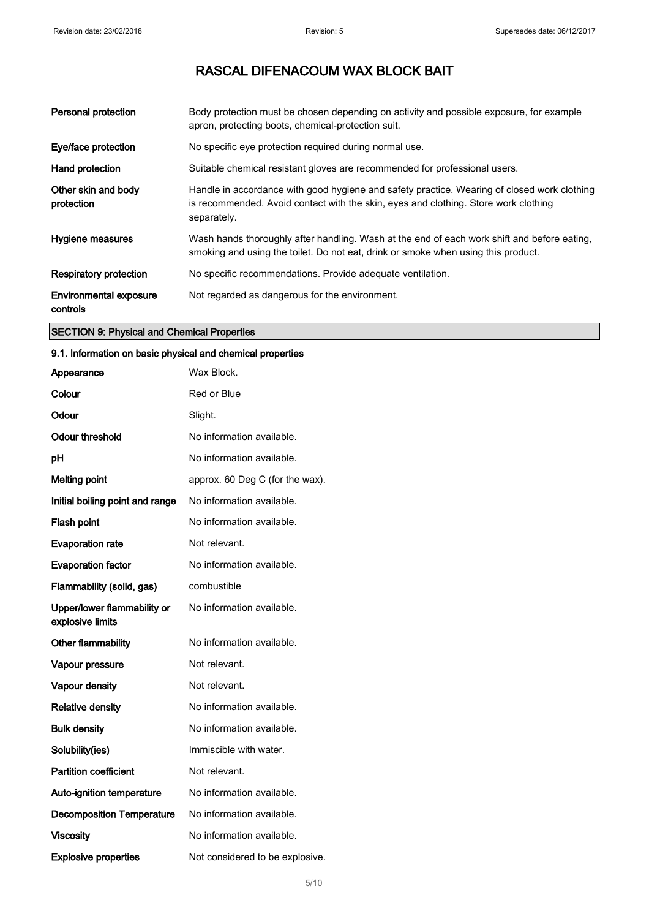| | |
|---|---|
| **Personal protection** | Body protection must be chosen depending on activity and possible exposure, for example apron, protecting boots, chemical-protection suit. |
| **Eye/face protection** | No specific eye protection required during normal use. |
| **Hand protection** | Suitable chemical resistant gloves are recommended for professional users. |
| **Other skin and body protection** | Handle in accordance with good hygiene and safety practice. Wearing of closed work clothing is recommended. Avoid contact with the skin, eyes and clothing. Store work clothing separately. |
| **Hygiene measures** | Wash hands thoroughly after handling. Wash at the end of each work shift and before eating, smoking and using the toilet. Do not eat, drink or smoke when using this product. |
| **Respiratory protection** | No specific recommendations. Provide adequate ventilation. |
| **Environmental exposure controls** | Not regarded as dangerous for the environment. |

## SECTION 9: Physical and Chemical Properties

### 9.1. Information on basic physical and chemical properties

| | |
|---|---|
| **Appearance** | Wax Block. |
| **Colour** | Red or Blue |
| **Odour** | Slight. |
| **Odour threshold** | No information available. |
| **pH** | No information available. |
| **Melting point** | approx. 60 Deg C (for the wax). |
| **Initial boiling point and range** | No information available. |
| **Flash point** | No information available. |
| **Evaporation rate** | Not relevant. |
| **Evaporation factor** | No information available. |
| **Flammability (solid, gas)** | combustible |
| **Upper/lower flammability or explosive limits** | No information available. |
| **Other flammability** | No information available. |
| **Vapour pressure** | Not relevant. |
| **Vapour density** | Not relevant. |
| **Relative density** | No information available. |
| **Bulk density** | No information available. |
| **Solubility(ies)** | Immiscible with water. |
| **Partition coefficient** | Not relevant. |
| **Auto-ignition temperature** | No information available. |
| **Decomposition Temperature** | No information available. |
| **Viscosity** | No information available. |
| **Explosive properties** | Not considered to be explosive. |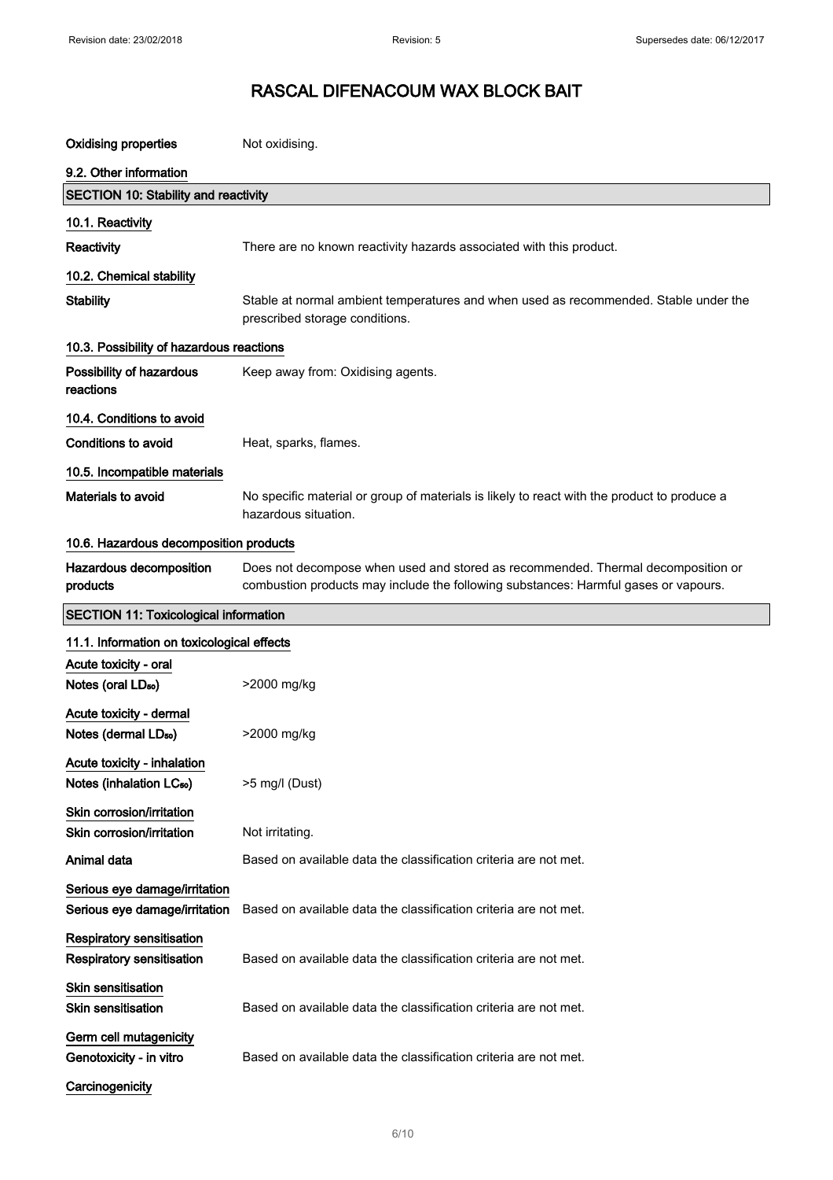# RASCAL DIFENACOUM WAX BLOCK BAIT

| | |
|---|---|
| **Oxidising properties** | Not oxidising. |

### 9.2. Other information

## SECTION 10: Stability and reactivity

### 10.1. Reactivity

| | |
|---|---|
| **Reactivity** | There are no known reactivity hazards associated with this product. |

### 10.2. Chemical stability

| | |
|---|---|
| **Stability** | Stable at normal ambient temperatures and when used as recommended. Stable under the prescribed storage conditions. |

### 10.3. Possibility of hazardous reactions

| | |
|---|---|
| **Possibility of hazardous reactions** | Keep away from: Oxidising agents. |

### 10.4. Conditions to avoid

| | |
|---|---|
| **Conditions to avoid** | Heat, sparks, flames. |

### 10.5. Incompatible materials

| | |
|---|---|
| **Materials to avoid** | No specific material or group of materials is likely to react with the product to produce a hazardous situation. |

### 10.6. Hazardous decomposition products

| | |
|---|---|
| **Hazardous decomposition products** | Does not decompose when used and stored as recommended. Thermal decomposition or combustion products may include the following substances: Harmful gases or vapours. |

## SECTION 11: Toxicological information

### 11.1. Information on toxicological effects

**Acute toxicity - oral**

| | |
|---|---|
| **Notes (oral $LD_{50}$)** | >2000 mg/kg |

**Acute toxicity - dermal**

| | |
|---|---|
| **Notes (dermal $LD_{50}$)** | >2000 mg/kg |

**Acute toxicity - inhalation**

| | |
|---|---|
| **Notes (inhalation $LC_{50}$)** | >5 mg/l (Dust) |

**Skin corrosion/irritation**

| | |
|---|---|
| **Skin corrosion/irritation** | Not irritating. |
| **Animal data** | Based on available data the classification criteria are not met. |

**Serious eye damage/irritation**

| | |
|---|---|
| **Serious eye damage/irritation** | Based on available data the classification criteria are not met. |

**Respiratory sensitisation**

| | |
|---|---|
| **Respiratory sensitisation** | Based on available data the classification criteria are not met. |

**Skin sensitisation**

| | |
|---|---|
| **Skin sensitisation** | Based on available data the classification criteria are not met. |

**Germ cell mutagenicity**

| | |
|---|---|
| **Genotoxicity - in vitro** | Based on available data the classification criteria are not met. |

**Carcinogenicity**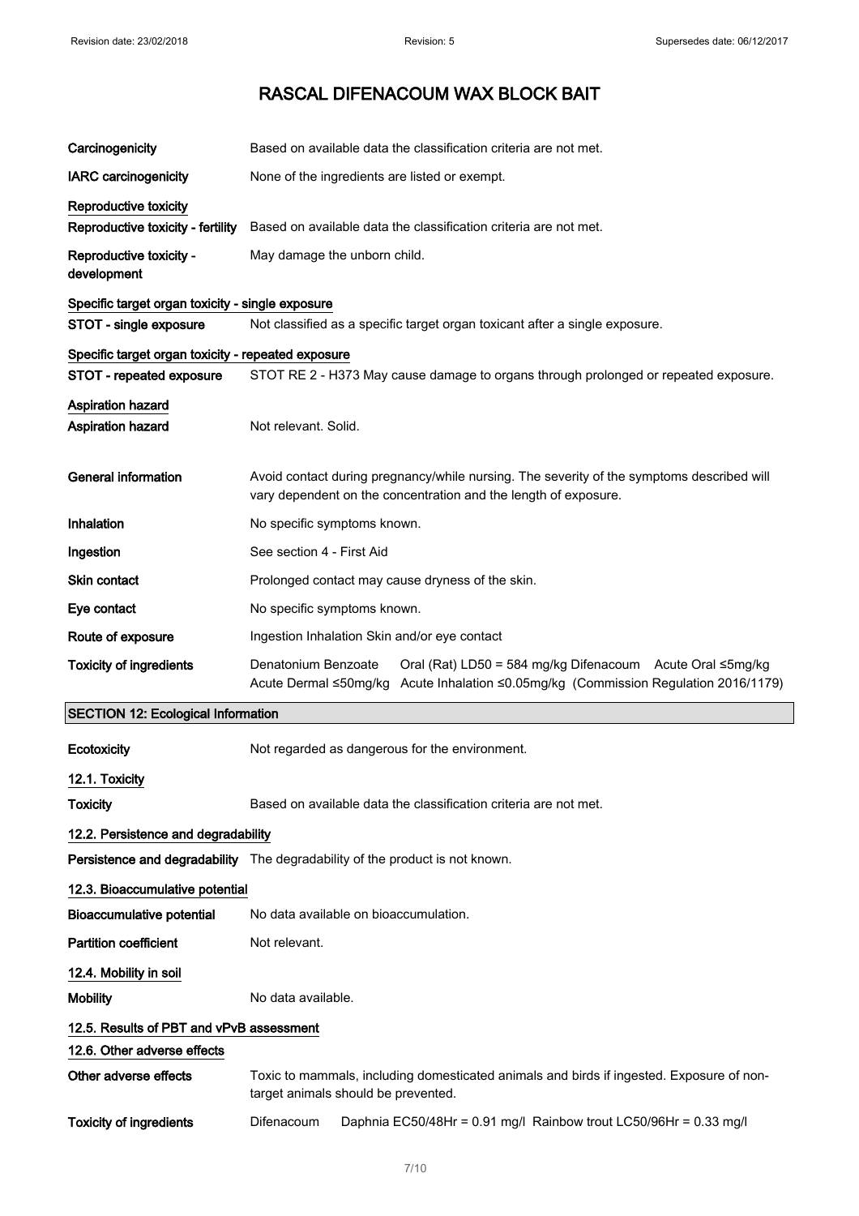# RASCAL DIFENACOUM WAX BLOCK BAIT

| | |
|---|---|
| **Carcinogenicity** | Based on available data the classification criteria are not met. |
| **IARC carcinogenicity** | None of the ingredients are listed or exempt. |

**Reproductive toxicity**

| | |
|---|---|
| **Reproductive toxicity - fertility** | Based on available data the classification criteria are not met. |
| **Reproductive toxicity - development** | May damage the unborn child. |

**Specific target organ toxicity - single exposure**

| | |
|---|---|
| **STOT - single exposure** | Not classified as a specific target organ toxicant after a single exposure. |

**Specific target organ toxicity - repeated exposure**

| | |
|---|---|
| **STOT - repeated exposure** | STOT RE 2 - H373 May cause damage to organs through prolonged or repeated exposure. |

**Aspiration hazard**

| | |
|---|---|
| **Aspiration hazard** | Not relevant. Solid. |

| | |
|---|---|
| **General information** | Avoid contact during pregnancy/while nursing. The severity of the symptoms described will vary dependent on the concentration and the length of exposure. |
| **Inhalation** | No specific symptoms known. |
| **Ingestion** | See section 4 - First Aid |
| **Skin contact** | Prolonged contact may cause dryness of the skin. |
| **Eye contact** | No specific symptoms known. |
| **Route of exposure** | Ingestion Inhalation Skin and/or eye contact |
| **Toxicity of ingredients** | Denatonium Benzoate Oral (Rat) LD50 = 584 mg/kg Difenacoum Acute Oral ≤5mg/kg Acute Dermal ≤50mg/kg Acute Inhalation ≤0.05mg/kg (Commission Regulation 2016/1179) |

## SECTION 12: Ecological Information

| | |
|---|---|
| **Ecotoxicity** | Not regarded as dangerous for the environment. |

**12.1. Toxicity**

| | |
|---|---|
| **Toxicity** | Based on available data the classification criteria are not met. |

**12.2. Persistence and degradability**

| | |
|---|---|
| **Persistence and degradability** | The degradability of the product is not known. |

**12.3. Bioaccumulative potential**

| | |
|---|---|
| **Bioaccumulative potential** | No data available on bioaccumulation. |
| **Partition coefficient** | Not relevant. |

**12.4. Mobility in soil**

| | |
|---|---|
| **Mobility** | No data available. |

**12.5. Results of PBT and vPvB assessment**

**12.6. Other adverse effects**

| | |
|---|---|
| **Other adverse effects** | Toxic to mammals, including domesticated animals and birds if ingested. Exposure of non-target animals should be prevented. |
| **Toxicity of ingredients** | Difenacoum Daphnia EC50/48Hr = 0.91 mg/l Rainbow trout LC50/96Hr = 0.33 mg/l |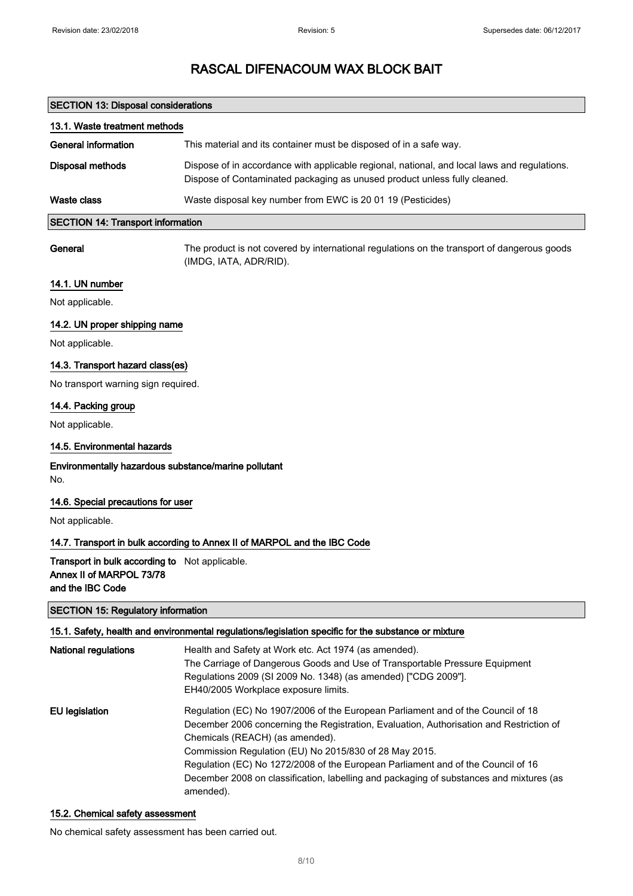# RASCAL DIFENACOUM WAX BLOCK BAIT

## SECTION 13: Disposal considerations

### 13.1. Waste treatment methods

**General information** This material and its container must be disposed of in a safe way.

**Disposal methods** Dispose of in accordance with applicable regional, national, and local laws and regulations. Dispose of Contaminated packaging as unused product unless fully cleaned.

**Waste class** Waste disposal key number from EWC is 20 01 19 (Pesticides)

## SECTION 14: Transport information

**General** The product is not covered by international regulations on the transport of dangerous goods (IMDG, IATA, ADR/RID).

### 14.1. UN number

Not applicable.

### 14.2. UN proper shipping name

Not applicable.

### 14.3. Transport hazard class(es)

No transport warning sign required.

### 14.4. Packing group

Not applicable.

### 14.5. Environmental hazards

**Environmentally hazardous substance/marine pollutant**

No.

### 14.6. Special precautions for user

Not applicable.

### 14.7. Transport in bulk according to Annex II of MARPOL and the IBC Code

**Transport in bulk according to Annex II of MARPOL 73/78 and the IBC Code** Not applicable.

## SECTION 15: Regulatory information

### 15.1. Safety, health and environmental regulations/legislation specific for the substance or mixture

**National regulations** Health and Safety at Work etc. Act 1974 (as amended).
The Carriage of Dangerous Goods and Use of Transportable Pressure Equipment Regulations 2009 (SI 2009 No. 1348) (as amended) ["CDG 2009"].
EH40/2005 Workplace exposure limits.

**EU legislation** Regulation (EC) No 1907/2006 of the European Parliament and of the Council of 18 December 2006 concerning the Registration, Evaluation, Authorisation and Restriction of Chemicals (REACH) (as amended).
Commission Regulation (EU) No 2015/830 of 28 May 2015.
Regulation (EC) No 1272/2008 of the European Parliament and of the Council of 16 December 2008 on classification, labelling and packaging of substances and mixtures (as amended).

### 15.2. Chemical safety assessment

No chemical safety assessment has been carried out.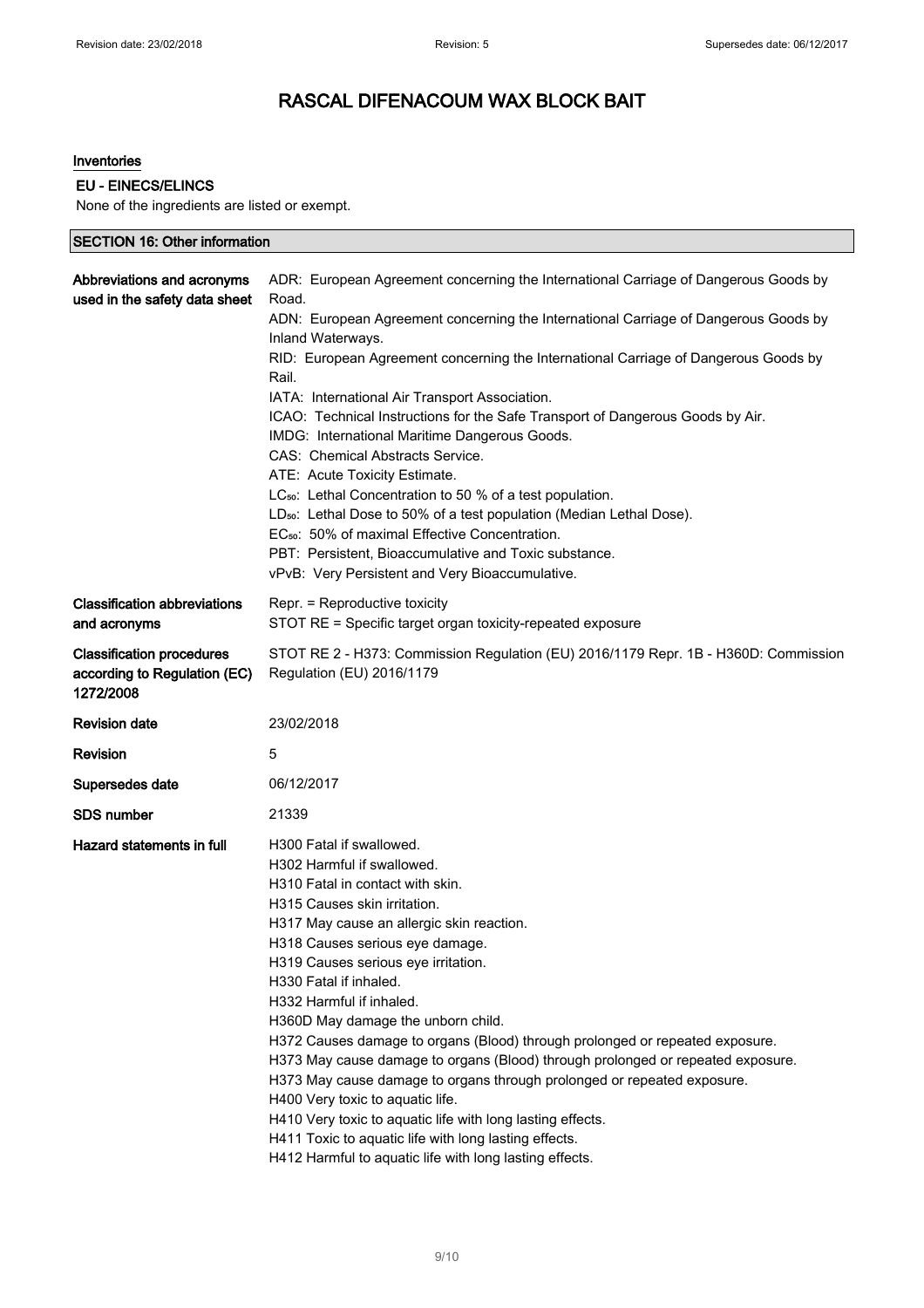# RASCAL DIFENACOUM WAX BLOCK BAIT

### Inventories

#### EU - EINECS/ELINCS

None of the ingredients are listed or exempt.

## SECTION 16: Other information

| | |
|---|---|
| **Abbreviations and acronyms used in the safety data sheet** | ADR: European Agreement concerning the International Carriage of Dangerous Goods by Road.<br>ADN: European Agreement concerning the International Carriage of Dangerous Goods by Inland Waterways.<br>RID: European Agreement concerning the International Carriage of Dangerous Goods by Rail.<br>IATA: International Air Transport Association.<br>ICAO: Technical Instructions for the Safe Transport of Dangerous Goods by Air.<br>IMDG: International Maritime Dangerous Goods.<br>CAS: Chemical Abstracts Service.<br>ATE: Acute Toxicity Estimate.<br>$LC_{50}$: Lethal Concentration to 50 % of a test population.<br>$LD_{50}$: Lethal Dose to 50% of a test population (Median Lethal Dose).<br>$EC_{50}$: 50% of maximal Effective Concentration.<br>PBT: Persistent, Bioaccumulative and Toxic substance.<br>vPvB: Very Persistent and Very Bioaccumulative. |
| **Classification abbreviations and acronyms** | Repr. = Reproductive toxicity<br>STOT RE = Specific target organ toxicity-repeated exposure |
| **Classification procedures according to Regulation (EC) 1272/2008** | STOT RE 2 - H373: Commission Regulation (EU) 2016/1179 Repr. 1B - H360D: Commission Regulation (EU) 2016/1179 |
| **Revision date** | 23/02/2018 |
| **Revision** | 5 |
| **Supersedes date** | 06/12/2017 |
| **SDS number** | 21339 |
| **Hazard statements in full** | H300 Fatal if swallowed.<br>H302 Harmful if swallowed.<br>H310 Fatal in contact with skin.<br>H315 Causes skin irritation.<br>H317 May cause an allergic skin reaction.<br>H318 Causes serious eye damage.<br>H319 Causes serious eye irritation.<br>H330 Fatal if inhaled.<br>H332 Harmful if inhaled.<br>H360D May damage the unborn child.<br>H372 Causes damage to organs (Blood) through prolonged or repeated exposure.<br>H373 May cause damage to organs (Blood) through prolonged or repeated exposure.<br>H373 May cause damage to organs through prolonged or repeated exposure.<br>H400 Very toxic to aquatic life.<br>H410 Very toxic to aquatic life with long lasting effects.<br>H411 Toxic to aquatic life with long lasting effects.<br>H412 Harmful to aquatic life with long lasting effects. |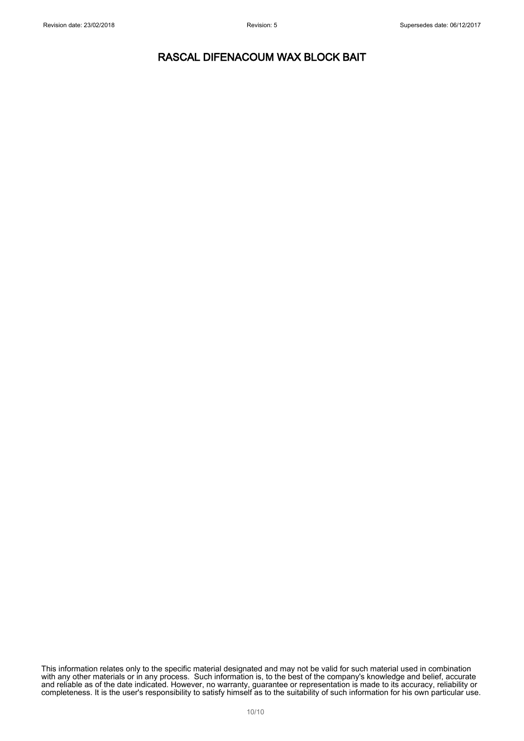This information relates only to the specific material designated and may not be valid for such material used in combination with any other materials or in any process. Such information is, to the best of the company's knowledge and belief, accurate and reliable as of the date indicated. However, no warranty, guarantee or representation is made to its accuracy, reliability or completeness. It is the user's responsibility to satisfy himself as to the suitability of such information for his own particular use.